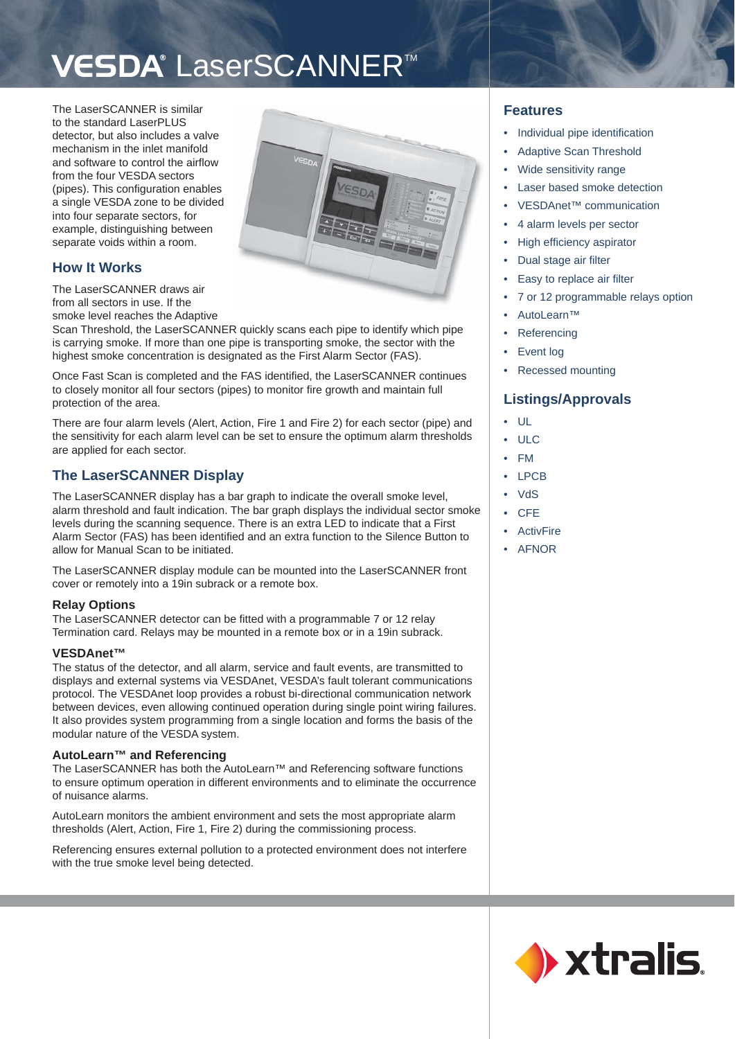# VESDA® LaserSCANNER™

The LaserSCANNER is similar to the standard LaserPLUS detector, but also includes a valve mechanism in the inlet manifold and software to control the airflow from the four VESDA sectors (pipes). This configuration enables a single VESDA zone to be divided into four separate sectors, for example, distinguishing between separate voids within a room.

## How It Works

The LaserSCANNER draws air from all sectors in use. If the smoke level reaches the Adaptive Scan Threshold, the LaserSCANNER quickly scans each pipe to identify which pipe is carrying smoke. If more than one pipe is transporting smoke, the sector with the highest smoke concentration is designated as the First Alarm Sector (FAS).

Once Fast Scan is completed and the FAS identified, the LaserSCANNER continues to closely monitor all four sectors (pipes) to monitor fire growth and maintain full protection of the area.

There are four alarm levels (Alert, Action, Fire 1 and Fire 2) for each sector (pipe) and the sensitivity for each alarm level can be set to ensure the optimum alarm thresholds are applied for each sector.

## The LaserSCANNER Display

The LaserSCANNER display has a bar graph to indicate the overall smoke level, alarm threshold and fault indication. The bar graph displays the individual sector smoke levels during the scanning sequence. There is an extra LED to indicate that a First Alarm Sector (FAS) has been identified and an extra function to the Silence Button to allow for Manual Scan to be initiated.

The LaserSCANNER display module can be mounted into the LaserSCANNER front cover or remotely into a 19in subrack or a remote box.

### Relay Options

The LaserSCANNER detector can be fitted with a programmable 7 or 12 relay Termination card. Relays may be mounted in a remote box or in a 19in subrack.

### VESDAnet™

The status of the detector, and all alarm, service and fault events, are transmitted to displays and external systems via VESDAnet, VESDA's fault tolerant communications protocol. The VESDAnet loop provides a robust bi-directional communication network between devices, even allowing continued operation during single point wiring failures. It also provides system programming from a single location and forms the basis of the modular nature of the VESDA system.

### AutoLearn™ and Referencing

The LaserSCANNER has both the AutoLearn™ and Referencing software functions to ensure optimum operation in different environments and to eliminate the occurrence of nuisance alarms.

AutoLearn monitors the ambient environment and sets the most appropriate alarm thresholds (Alert, Action, Fire 1, Fire 2) during the commissioning process.

Referencing ensures external pollution to a protected environment does not interfere with the true smoke level being detected.

## Features

- Individual pipe identification
- Adaptive Scan Threshold
- Wide sensitivity range
- Laser based smoke detection
- VESDAnet™ communication
- 4 alarm levels per sector
- High efficiency aspirator
- Dual stage air filter
- Easy to replace air filter
- 7 or 12 programmable relays option
- AutoLearn™
- Referencing
- Event log
- Recessed mounting

## Listings/Approvals

- UL
- ULC
- FM
- LPCB
- VdS
- CFE
- ActivFire
- AFNOR

xtralis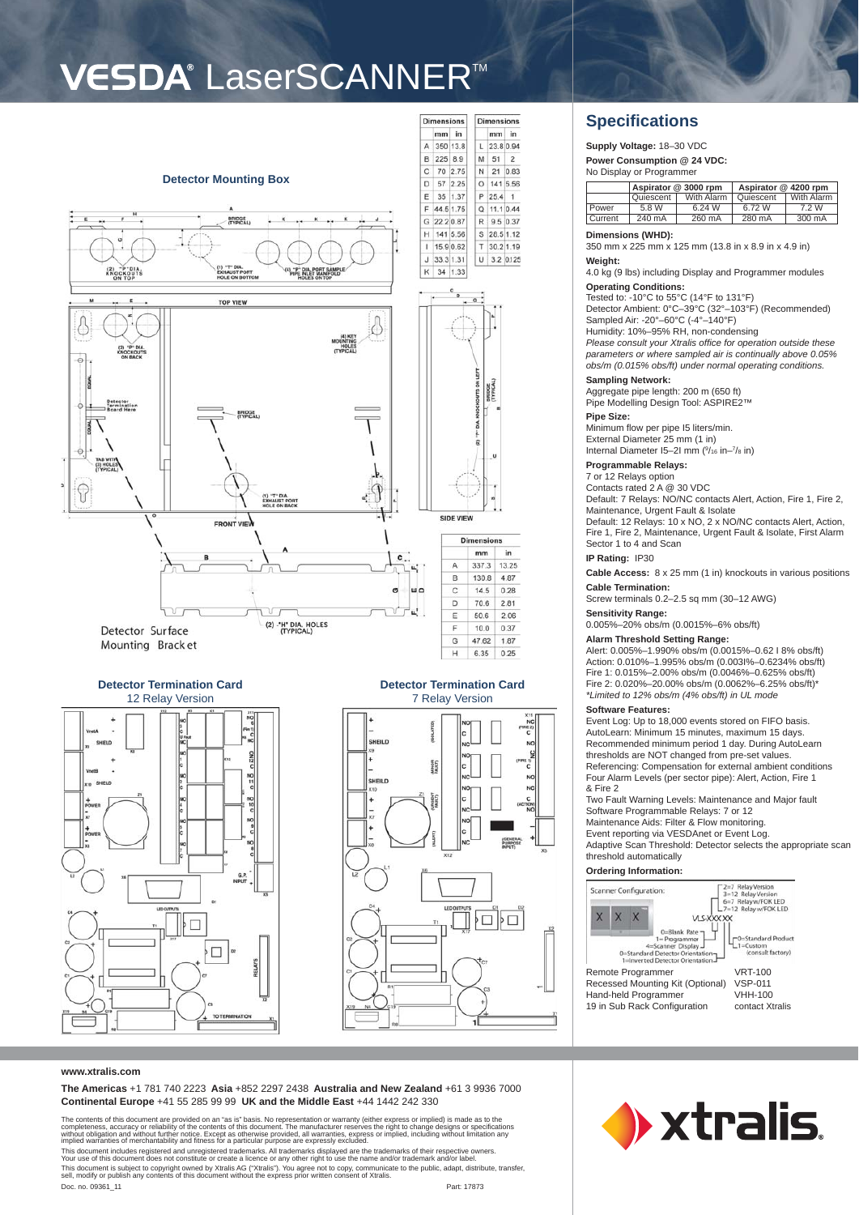# VESDA® LaserSCANNER™

## Detector Mounting Box

| Dimensions | mm | in |
|---|---|---|
| A | 350 | 13.8 |
| B | 225 | 8.9 |
| C | 70 | 2.75 |
| D | 57 | 2.25 |
| E | 35 | 1.37 |
| F | 44.5 | 1.75 |
| G | 22.2 | 0.87 |
| H | 141 | 5.56 |
| I | 15.9 | 0.62 |
| J | 33.3 | 1.31 |
| K | 34 | 1.33 |

| Dimensions | mm | in |
|---|---|---|
| L | 23.8 | 0.94 |
| M | 51 | 2 |
| N | 21 | 0.83 |
| O | 141 | 5.56 |
| P | 25.4 | 1 |
| Q | 11.1 | 0.44 |
| R | 9.5 | 0.37 |
| S | 28.5 | 1.12 |
| T | 30.2 | 1.19 |
| U | 3.2 | 0.125 |

Detector Surface Mounting Bracket

| Dimensions | mm | in |
|---|---|---|
| A | 337.3 | 13.25 |
| B | 130.8 | 4.87 |
| C | 14.5 | 0.28 |
| D | 70.6 | 2.81 |
| E | 50.6 | 2.06 |
| F | 10.0 | 0.37 |
| G | 47.62 | 1.87 |
| H | 6.35 | 0.25 |

**Detector Termination Card**
12 Relay Version

**Detector Termination Card**
7 Relay Version

## Specifications

**Supply Voltage:** 18–30 VDC

**Power Consumption @ 24 VDC:**
No Display or Programmer

| | Aspirator @ 3000 rpm | | Aspirator @ 4200 rpm | |
|---|---|---|---|---|
| | Quiescent | With Alarm | Quiescent | With Alarm |
| Power | 5.8 W | 6.24 W | 6.72 W | 7.2 W |
| Current | 240 mA | 260 mA | 280 mA | 300 mA |

**Dimensions (WHD):**
350 mm x 225 mm x 125 mm (13.8 in x 8.9 in x 4.9 in)

**Weight:**
4.0 kg (9 lbs) including Display and Programmer modules

**Operating Conditions:**
Tested to: -10°C to 55°C (14°F to 131°F)
Detector Ambient: 0°C–39°C (32°–103°F) (Recommended)
Sampled Air: -20°–60°C (-4°–140°F)
Humidity: 10%–95% RH, non-condensing
*Please consult your Xtralis office for operation outside these parameters or where sampled air is continually above 0.05% obs/m (0.015% obs/ft) under normal operating conditions.*

**Sampling Network:**
Aggregate pipe length: 200 m (650 ft)
Pipe Modelling Design Tool: ASPIRE2™

**Pipe Size:**
Minimum flow per pipe I5 liters/min.
External Diameter 25 mm (1 in)
Internal Diameter I5–2I mm ($^9/_{16}$ in–$^7/_8$ in)

**Programmable Relays:**
7 or 12 Relays option
Contacts rated 2 A @ 30 VDC
Default: 7 Relays: NO/NC contacts Alert, Action, Fire 1, Fire 2, Maintenance, Urgent Fault & Isolate
Default: 12 Relays: 10 x NO, 2 x NO/NC contacts Alert, Action, Fire 1, Fire 2, Maintenance, Urgent Fault & Isolate, First Alarm Sector 1 to 4 and Scan

**IP Rating:** IP30

**Cable Access:** 8 x 25 mm (1 in) knockouts in various positions

**Cable Termination:**
Screw terminals 0.2–2.5 sq mm (30–12 AWG)

**Sensitivity Range:**
0.005%–20% obs/m (0.0015%–6% obs/ft)

**Alarm Threshold Setting Range:**
Alert: 0.005%–1.990% obs/m (0.0015%–0.62 I 8% obs/ft)
Action: 0.010%–1.995% obs/m (0.003I%–0.6234% obs/ft)
Fire 1: 0.015%–2.00% obs/m (0.0046%–0.625% obs/ft)
Fire 2: 0.020%–20.00% obs/m (0.0062%–6.25% obs/ft)*
*\*Limited to 12% obs/m (4% obs/ft) in UL mode*

**Software Features:**
Event Log: Up to 18,000 events stored on FIFO basis.
AutoLearn: Minimum 15 minutes, maximum 15 days. Recommended minimum period 1 day. During AutoLearn thresholds are NOT changed from pre-set values.
Referencing: Compensation for external ambient conditions
Four Alarm Levels (per sector pipe): Alert, Action, Fire 1 & Fire 2
Two Fault Warning Levels: Maintenance and Major fault
Software Programmable Relays: 7 or 12
Maintenance Aids: Filter & Flow monitoring.
Event reporting via VESDAnet or Event Log.
Adaptive Scan Threshold: Detector selects the appropriate scan threshold automatically

**Ordering Information:**

Scanner Configuration: VLS-XXXXX
- 2=7 Relay Version; 3=12 Relay Version; 6=7 Relay w/FOK LED; 7=12 Relay w/FOK LED
- 0=Blank Plate; 1=Programmer; 4=Scanner Display
- 0=Standard Detector Orientation; 1=Inverted Detector Orientation
- 0=Standard Product; 1=Custom (consult factory)

| | |
|---|---|
| Remote Programmer | VRT-100 |
| Recessed Mounting Kit (Optional) | VSP-011 |
| Hand-held Programmer | VHH-100 |
| 19 in Sub Rack Configuration | contact Xtralis |

www.xtralis.com

**The Americas** +1 781 740 2223 **Asia** +852 2297 2438 **Australia and New Zealand** +61 3 9936 7000
**Continental Europe** +41 55 285 99 99 **UK and the Middle East** +44 1442 242 330

The contents of this document are provided on an "as is" basis. No representation or warranty (either express or implied) is made as to the completeness, accuracy or reliability of the contents of this document. The manufacturer reserves the right to change designs or specifications without obligation and without further notice. Except as otherwise provided, all warranties, express or implied, including without limitation any implied warranties of merchantability and fitness for a particular purpose are expressly excluded.

This document includes registered and unregistered trademarks. All trademarks displayed are the trademarks of their respective owners. Your use of this document does not constitute or create a licence or any other right to use the name and/or trademark and/or label.

This document is subject to copyright owned by Xtralis AG ("Xtralis"). You agree not to copy, communicate to the public, adapt, distribute, transfer, sell, modify or publish any contents of this document without the express prior written consent of Xtralis.

Doc. no. 09361_11 Part: 17873